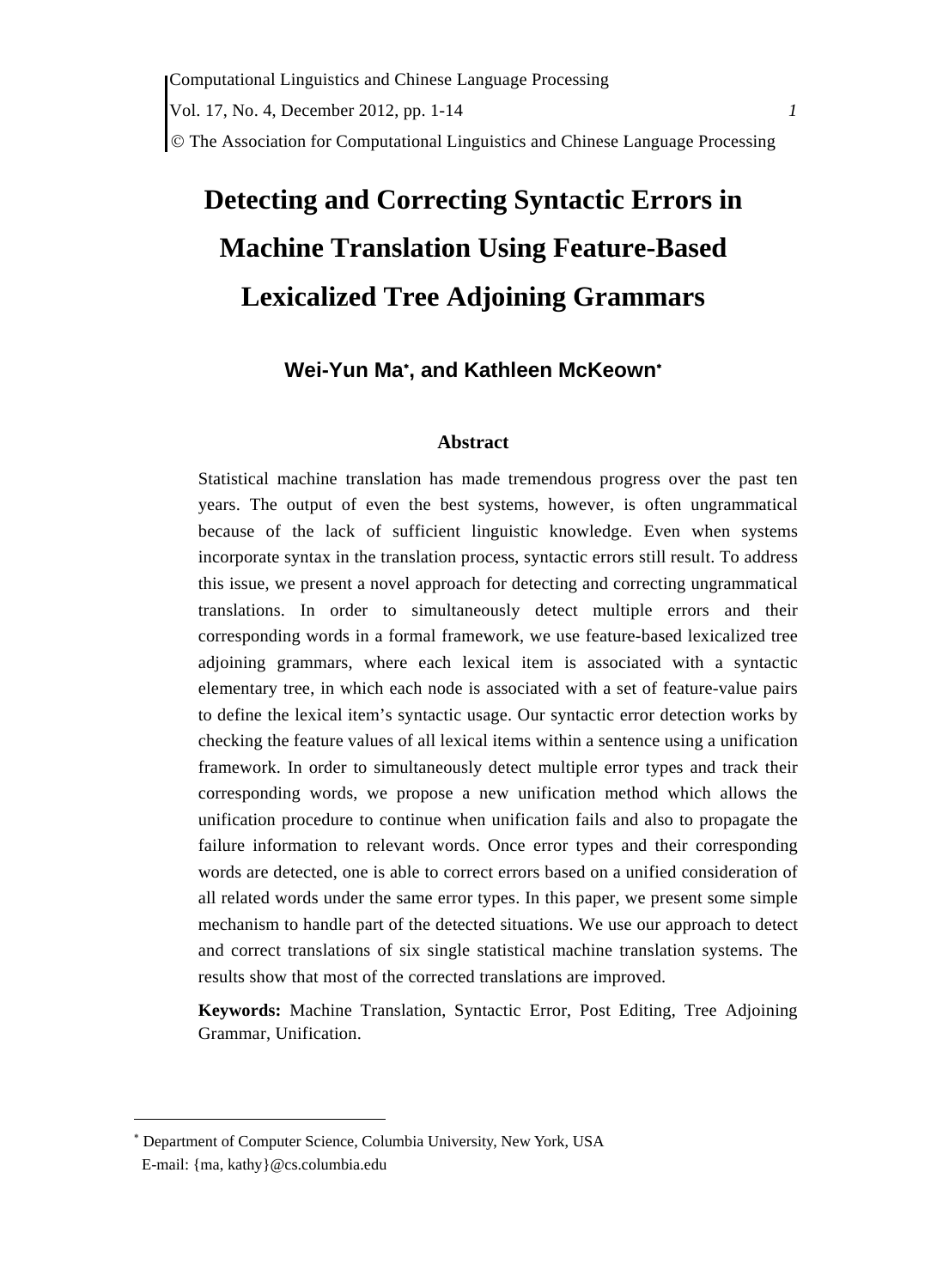# Detecting and Correcting Syntactic Errors in Machine Translation Using Feature-Based Lexicalized Tree Adjoining Grammars

**Wei-Yun Ma[\*], and Kathleen McKeown[\*]**

## Abstract

Statistical machine translation has made tremendous progress over the past ten years. The output of even the best systems, however, is often ungrammatical because of the lack of sufficient linguistic knowledge. Even when systems incorporate syntax in the translation process, syntactic errors still result. To address this issue, we present a novel approach for detecting and correcting ungrammatical translations. In order to simultaneously detect multiple errors and their corresponding words in a formal framework, we use feature-based lexicalized tree adjoining grammars, where each lexical item is associated with a syntactic elementary tree, in which each node is associated with a set of feature-value pairs to define the lexical item's syntactic usage. Our syntactic error detection works by checking the feature values of all lexical items within a sentence using a unification framework. In order to simultaneously detect multiple error types and track their corresponding words, we propose a new unification method which allows the unification procedure to continue when unification fails and also to propagate the failure information to relevant words. Once error types and their corresponding words are detected, one is able to correct errors based on a unified consideration of all related words under the same error types. In this paper, we present some simple mechanism to handle part of the detected situations. We use our approach to detect and correct translations of six single statistical machine translation systems. The results show that most of the corrected translations are improved.

**Keywords:** Machine Translation, Syntactic Error, Post Editing, Tree Adjoining Grammar, Unification.

---

[\*] Department of Computer Science, Columbia University, New York, USA
E-mail: {ma, kathy}@cs.columbia.edu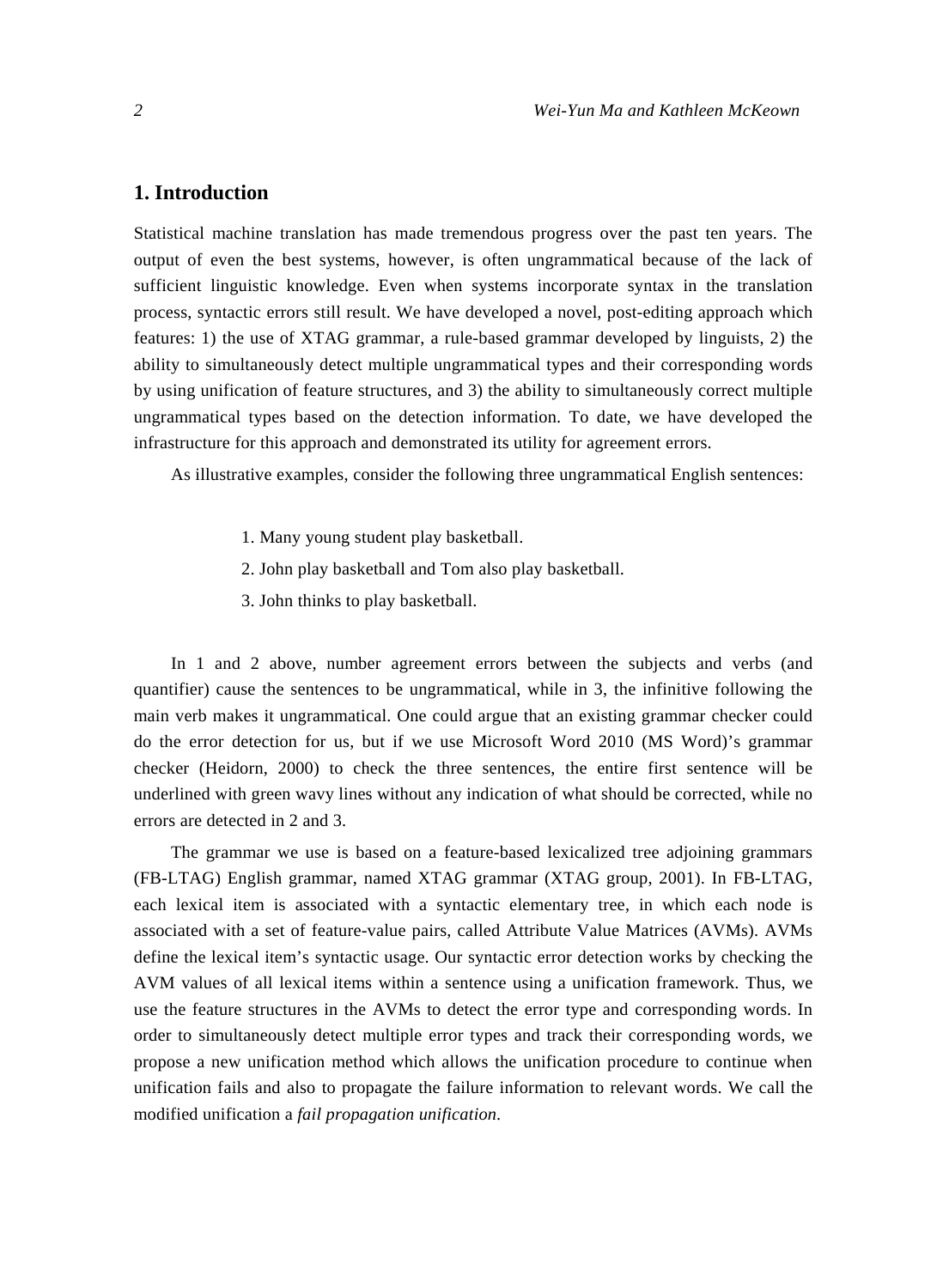## 1. Introduction

Statistical machine translation has made tremendous progress over the past ten years. The output of even the best systems, however, is often ungrammatical because of the lack of sufficient linguistic knowledge. Even when systems incorporate syntax in the translation process, syntactic errors still result. We have developed a novel, post-editing approach which features: 1) the use of XTAG grammar, a rule-based grammar developed by linguists, 2) the ability to simultaneously detect multiple ungrammatical types and their corresponding words by using unification of feature structures, and 3) the ability to simultaneously correct multiple ungrammatical types based on the detection information. To date, we have developed the infrastructure for this approach and demonstrated its utility for agreement errors.

As illustrative examples, consider the following three ungrammatical English sentences:

1. Many young student play basketball.
2. John play basketball and Tom also play basketball.
3. John thinks to play basketball.

In 1 and 2 above, number agreement errors between the subjects and verbs (and quantifier) cause the sentences to be ungrammatical, while in 3, the infinitive following the main verb makes it ungrammatical. One could argue that an existing grammar checker could do the error detection for us, but if we use Microsoft Word 2010 (MS Word)'s grammar checker (Heidorn, 2000) to check the three sentences, the entire first sentence will be underlined with green wavy lines without any indication of what should be corrected, while no errors are detected in 2 and 3.

The grammar we use is based on a feature-based lexicalized tree adjoining grammars (FB-LTAG) English grammar, named XTAG grammar (XTAG group, 2001). In FB-LTAG, each lexical item is associated with a syntactic elementary tree, in which each node is associated with a set of feature-value pairs, called Attribute Value Matrices (AVMs). AVMs define the lexical item's syntactic usage. Our syntactic error detection works by checking the AVM values of all lexical items within a sentence using a unification framework. Thus, we use the feature structures in the AVMs to detect the error type and corresponding words. In order to simultaneously detect multiple error types and track their corresponding words, we propose a new unification method which allows the unification procedure to continue when unification fails and also to propagate the failure information to relevant words. We call the modified unification a *fail propagation unification*.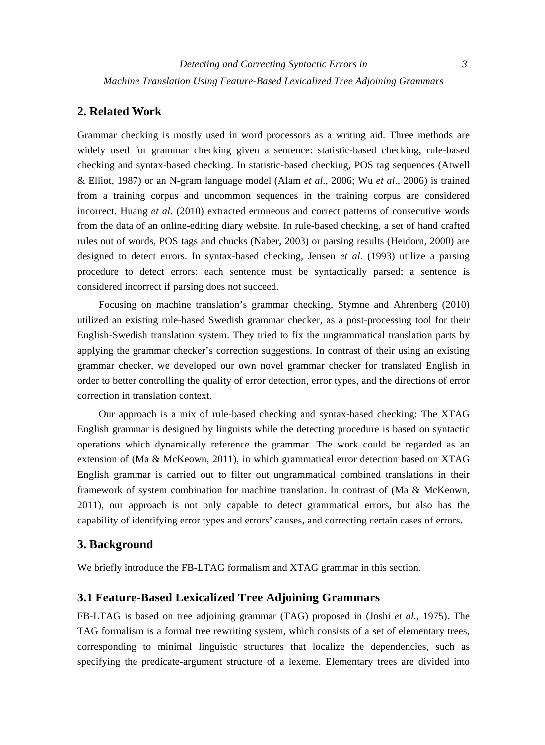## 2. Related Work

Grammar checking is mostly used in word processors as a writing aid. Three methods are widely used for grammar checking given a sentence: statistic-based checking, rule-based checking and syntax-based checking. In statistic-based checking, POS tag sequences (Atwell & Elliot, 1987) or an N-gram language model (Alam *et al*., 2006; Wu *et al*., 2006) is trained from a training corpus and uncommon sequences in the training corpus are considered incorrect. Huang *et al*. (2010) extracted erroneous and correct patterns of consecutive words from the data of an online-editing diary website. In rule-based checking, a set of hand crafted rules out of words, POS tags and chucks (Naber, 2003) or parsing results (Heidorn, 2000) are designed to detect errors. In syntax-based checking, Jensen *et al*. (1993) utilize a parsing procedure to detect errors: each sentence must be syntactically parsed; a sentence is considered incorrect if parsing does not succeed.

Focusing on machine translation's grammar checking, Stymne and Ahrenberg (2010) utilized an existing rule-based Swedish grammar checker, as a post-processing tool for their English-Swedish translation system. They tried to fix the ungrammatical translation parts by applying the grammar checker's correction suggestions. In contrast of their using an existing grammar checker, we developed our own novel grammar checker for translated English in order to better controlling the quality of error detection, error types, and the directions of error correction in translation context.

Our approach is a mix of rule-based checking and syntax-based checking: The XTAG English grammar is designed by linguists while the detecting procedure is based on syntactic operations which dynamically reference the grammar. The work could be regarded as an extension of (Ma & McKeown, 2011), in which grammatical error detection based on XTAG English grammar is carried out to filter out ungrammatical combined translations in their framework of system combination for machine translation. In contrast of (Ma & McKeown, 2011), our approach is not only capable to detect grammatical errors, but also has the capability of identifying error types and errors' causes, and correcting certain cases of errors.

## 3. Background

We briefly introduce the FB-LTAG formalism and XTAG grammar in this section.

### 3.1 Feature-Based Lexicalized Tree Adjoining Grammars

FB-LTAG is based on tree adjoining grammar (TAG) proposed in (Joshi *et al*., 1975). The TAG formalism is a formal tree rewriting system, which consists of a set of elementary trees, corresponding to minimal linguistic structures that localize the dependencies, such as specifying the predicate-argument structure of a lexeme. Elementary trees are divided into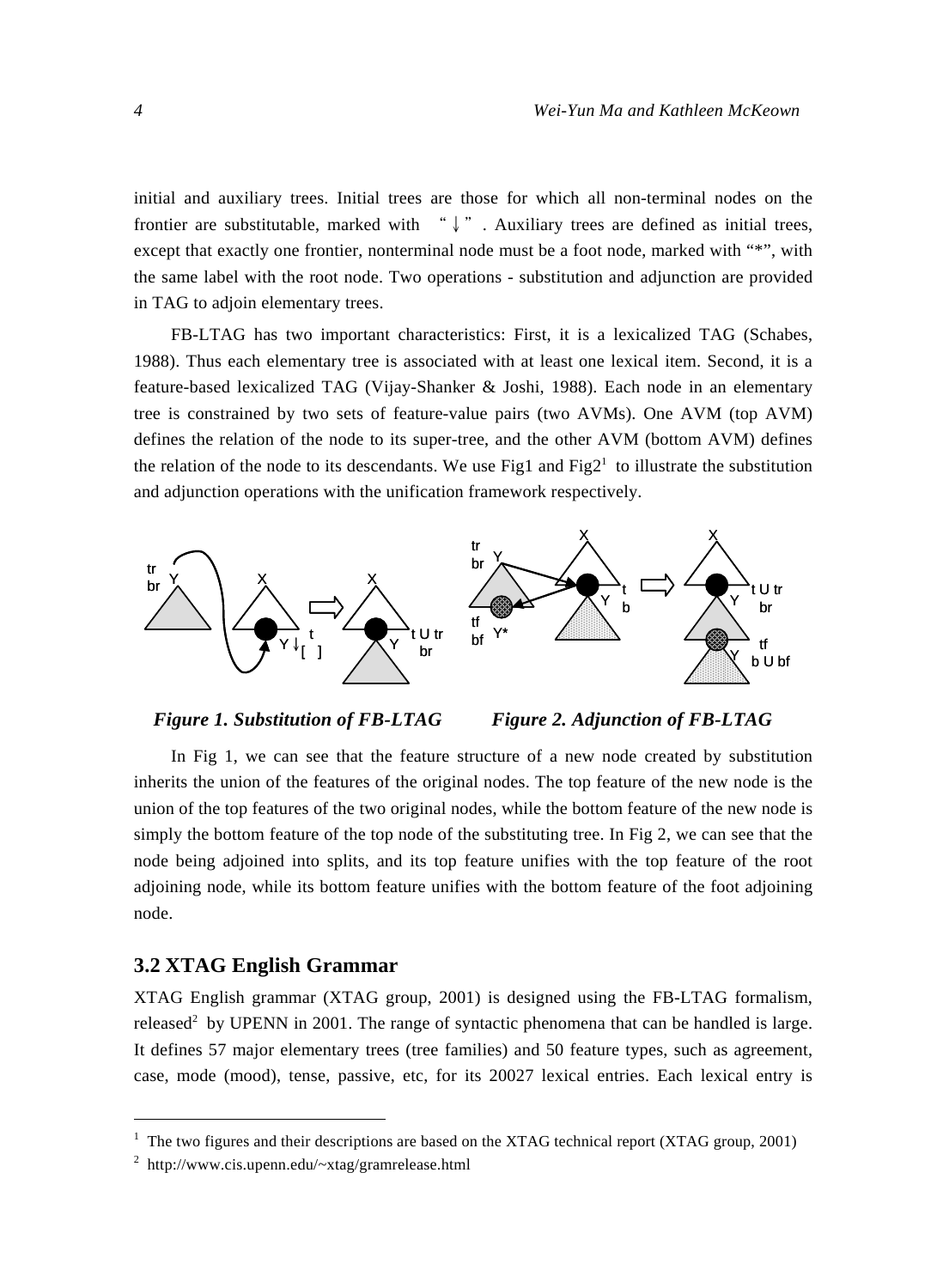initial and auxiliary trees. Initial trees are those for which all non-terminal nodes on the frontier are substitutable, marked with "↓". Auxiliary trees are defined as initial trees, except that exactly one frontier, nonterminal node must be a foot node, marked with "*", with the same label with the root node. Two operations - substitution and adjunction are provided in TAG to adjoin elementary trees.

FB-LTAG has two important characteristics: First, it is a lexicalized TAG (Schabes, 1988). Thus each elementary tree is associated with at least one lexical item. Second, it is a feature-based lexicalized TAG (Vijay-Shanker & Joshi, 1988). Each node in an elementary tree is constrained by two sets of feature-value pairs (two AVMs). One AVM (top AVM) defines the relation of the node to its super-tree, and the other AVM (bottom AVM) defines the relation of the node to its descendants. We use Fig1 and Fig2[1] to illustrate the substitution and adjunction operations with the unification framework respectively.

***Figure 1. Substitution of FB-LTAG***

***Figure 2. Adjunction of FB-LTAG***

In Fig 1, we can see that the feature structure of a new node created by substitution inherits the union of the features of the original nodes. The top feature of the new node is the union of the top features of the two original nodes, while the bottom feature of the new node is simply the bottom feature of the top node of the substituting tree. In Fig 2, we can see that the node being adjoined into splits, and its top feature unifies with the top feature of the root adjoining node, while its bottom feature unifies with the bottom feature of the foot adjoining node.

## 3.2 XTAG English Grammar

XTAG English grammar (XTAG group, 2001) is designed using the FB-LTAG formalism, released[2] by UPENN in 2001. The range of syntactic phenomena that can be handled is large. It defines 57 major elementary trees (tree families) and 50 feature types, such as agreement, case, mode (mood), tense, passive, etc, for its 20027 lexical entries. Each lexical entry is

---

[1] The two figures and their descriptions are based on the XTAG technical report (XTAG group, 2001)

[2] http://www.cis.upenn.edu/~xtag/gramrelease.html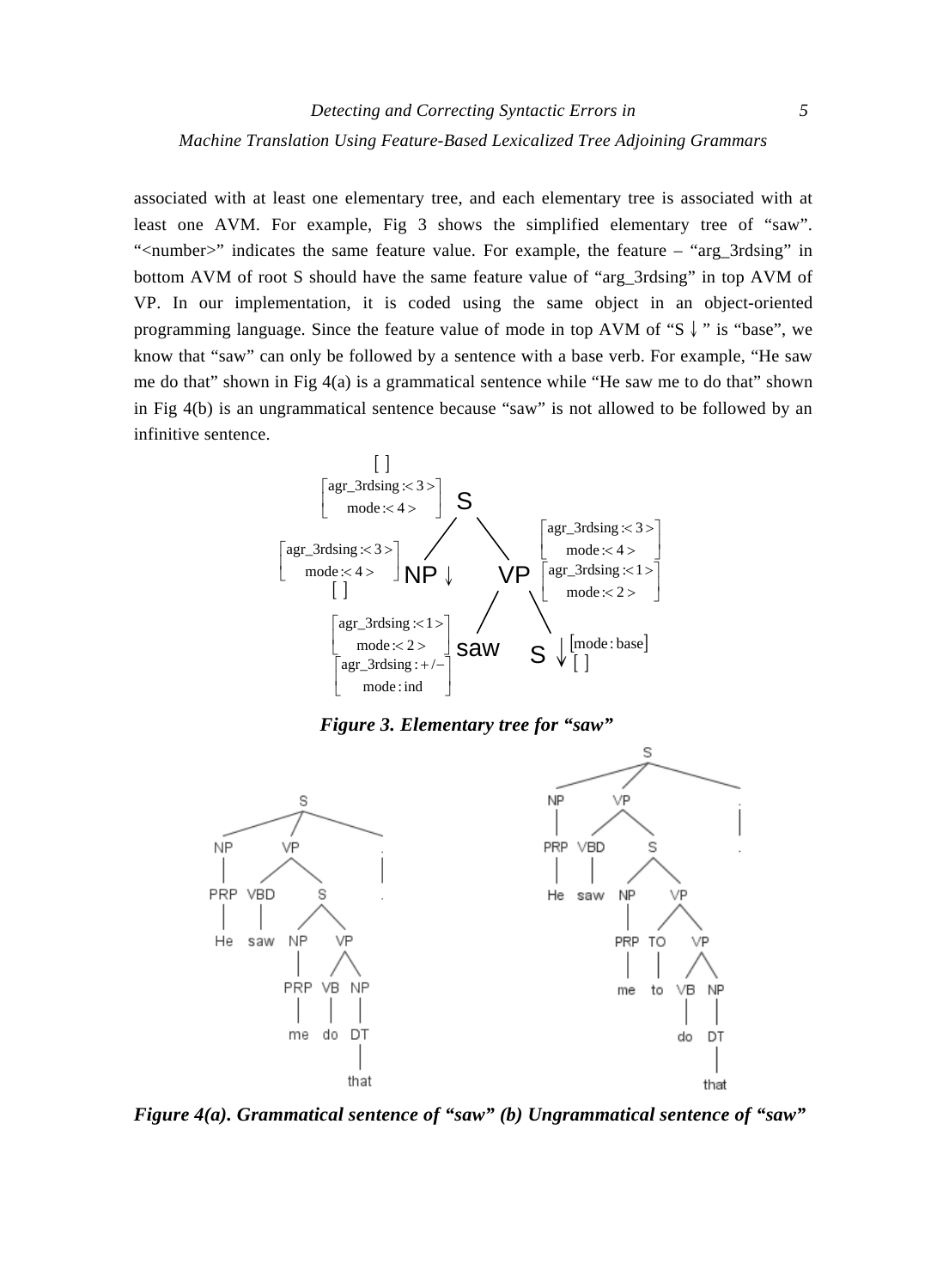associated with at least one elementary tree, and each elementary tree is associated with at least one AVM. For example, Fig 3 shows the simplified elementary tree of "saw". "<number>" indicates the same feature value. For example, the feature – "arg_3rdsing" in bottom AVM of root S should have the same feature value of "arg_3rdsing" in top AVM of VP. In our implementation, it is coded using the same object in an object-oriented programming language. Since the feature value of mode in top AVM of "S↓" is "base", we know that "saw" can only be followed by a sentence with a base verb. For example, "He saw me do that" shown in Fig 4(a) is a grammatical sentence while "He saw me to do that" shown in Fig 4(b) is an ungrammatical sentence because "saw" is not allowed to be followed by an infinitive sentence.

***Figure 3. Elementary tree for "saw"***

***Figure 4(a). Grammatical sentence of "saw" (b) Ungrammatical sentence of "saw"***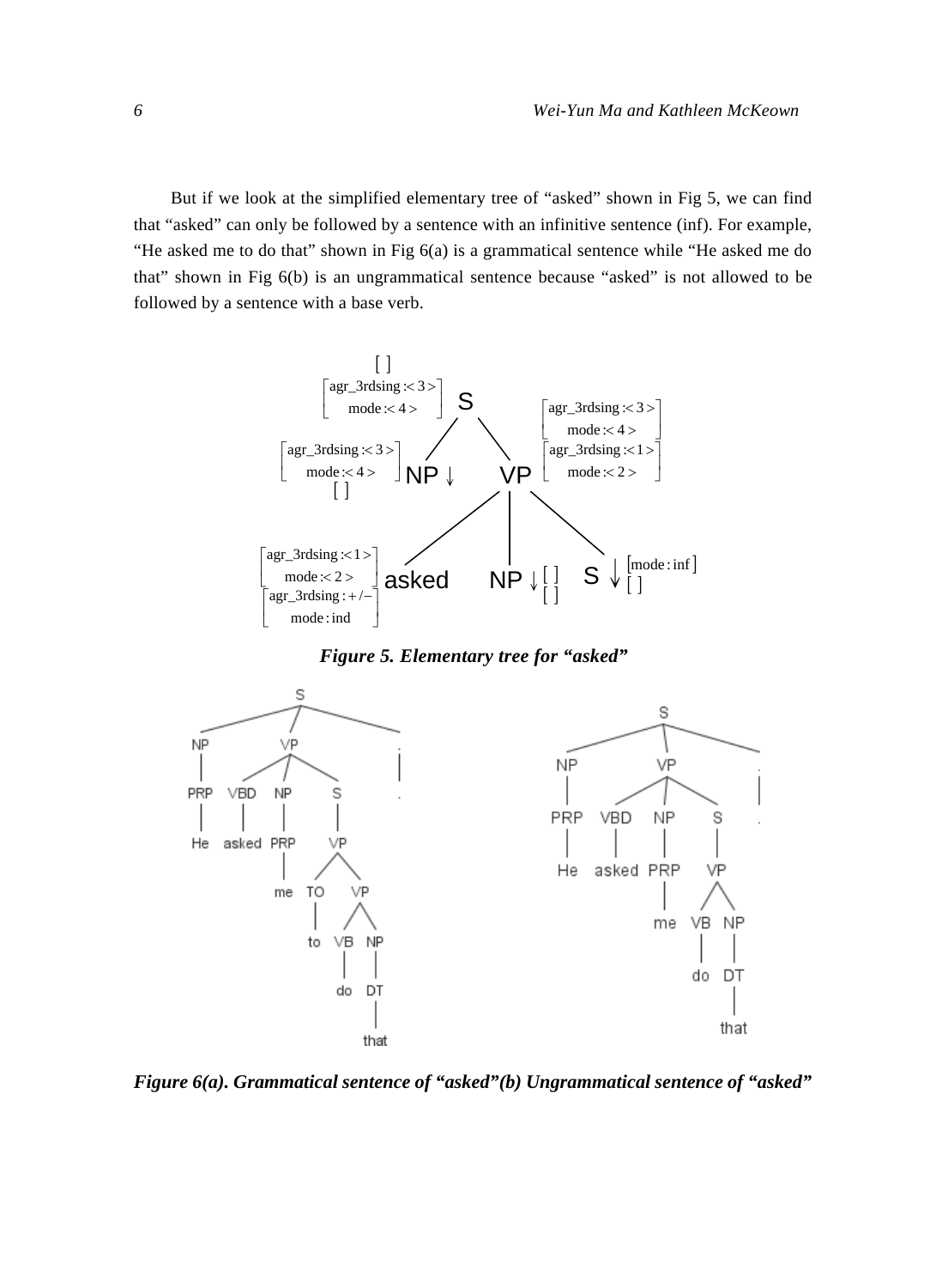But if we look at the simplified elementary tree of "asked" shown in Fig 5, we can find that "asked" can only be followed by a sentence with an infinitive sentence (inf). For example, "He asked me to do that" shown in Fig 6(a) is a grammatical sentence while "He asked me do that" shown in Fig 6(b) is an ungrammatical sentence because "asked" is not allowed to be followed by a sentence with a base verb.

***Figure 5. Elementary tree for "asked"***

***Figure 6(a). Grammatical sentence of "asked"(b) Ungrammatical sentence of "asked"***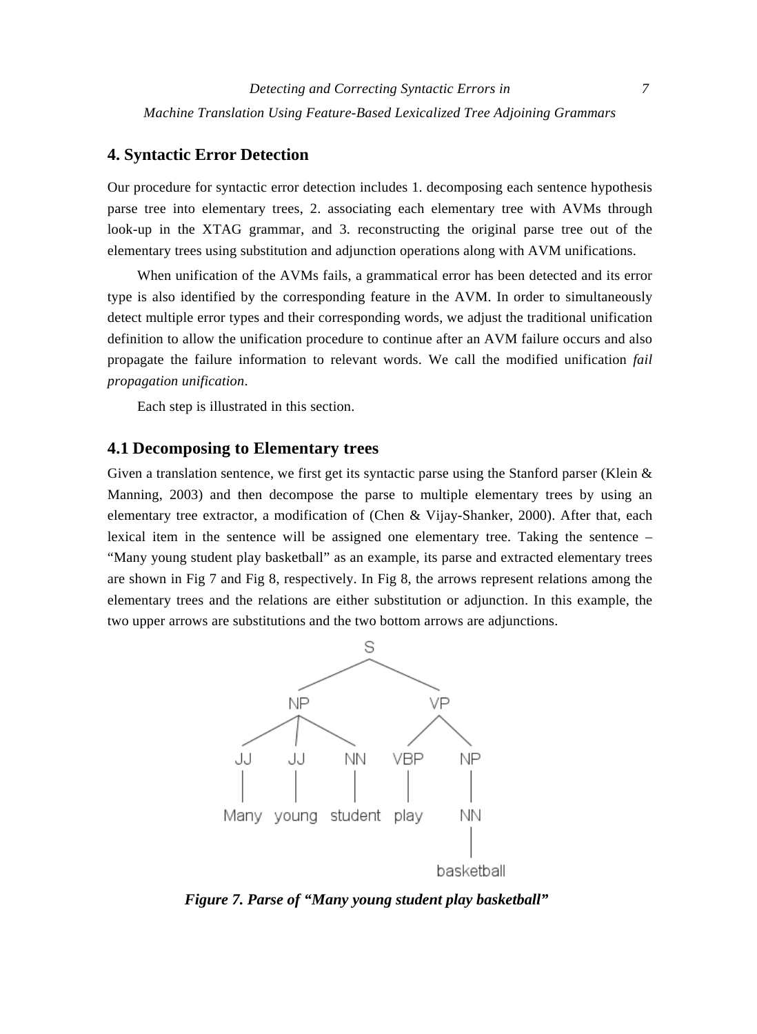## 4. Syntactic Error Detection

Our procedure for syntactic error detection includes 1. decomposing each sentence hypothesis parse tree into elementary trees, 2. associating each elementary tree with AVMs through look-up in the XTAG grammar, and 3. reconstructing the original parse tree out of the elementary trees using substitution and adjunction operations along with AVM unifications.

When unification of the AVMs fails, a grammatical error has been detected and its error type is also identified by the corresponding feature in the AVM. In order to simultaneously detect multiple error types and their corresponding words, we adjust the traditional unification definition to allow the unification procedure to continue after an AVM failure occurs and also propagate the failure information to relevant words. We call the modified unification *fail propagation unification*.

Each step is illustrated in this section.

### 4.1 Decomposing to Elementary trees

Given a translation sentence, we first get its syntactic parse using the Stanford parser (Klein & Manning, 2003) and then decompose the parse to multiple elementary trees by using an elementary tree extractor, a modification of (Chen & Vijay-Shanker, 2000). After that, each lexical item in the sentence will be assigned one elementary tree. Taking the sentence – "Many young student play basketball" as an example, its parse and extracted elementary trees are shown in Fig 7 and Fig 8, respectively. In Fig 8, the arrows represent relations among the elementary trees and the relations are either substitution or adjunction. In this example, the two upper arrows are substitutions and the two bottom arrows are adjunctions.

```
                    S
          __________|__________
         NP                    VP
    _____|_____            ____|____
   JJ    JJ    NN        VBP       NP
   |     |     |          |        |
 Many  young student    play       NN
                                   |
                               basketball
```

***Figure 7. Parse of "Many young student play basketball"***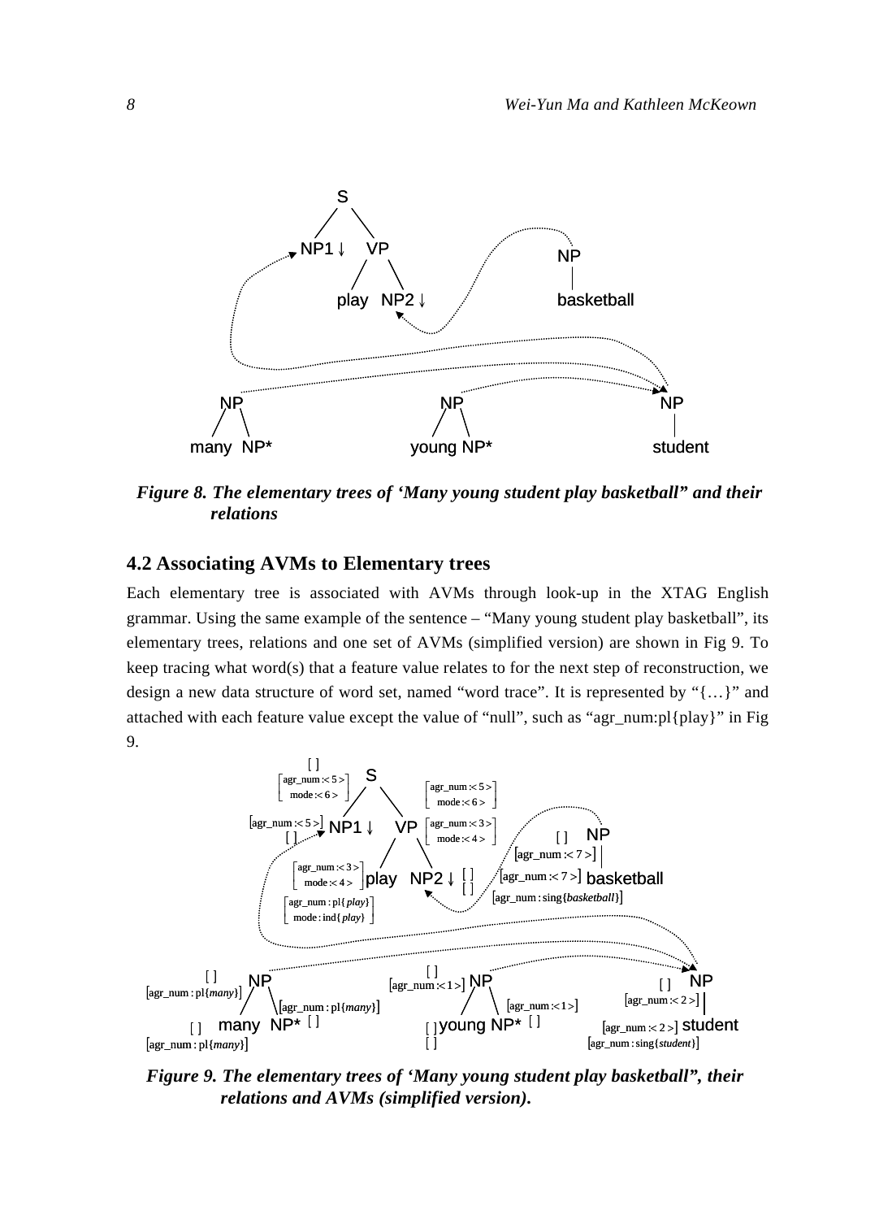*Figure 8. The elementary trees of 'Many young student play basketball" and their relations*

## 4.2 Associating AVMs to Elementary trees

Each elementary tree is associated with AVMs through look-up in the XTAG English grammar. Using the same example of the sentence – "Many young student play basketball", its elementary trees, relations and one set of AVMs (simplified version) are shown in Fig 9. To keep tracing what word(s) that a feature value relates to for the next step of reconstruction, we design a new data structure of word set, named "word trace". It is represented by "{…}" and attached with each feature value except the value of "null", such as "agr_num:pl{play}" in Fig 9.

*Figure 9. The elementary trees of 'Many young student play basketball", their relations and AVMs (simplified version).*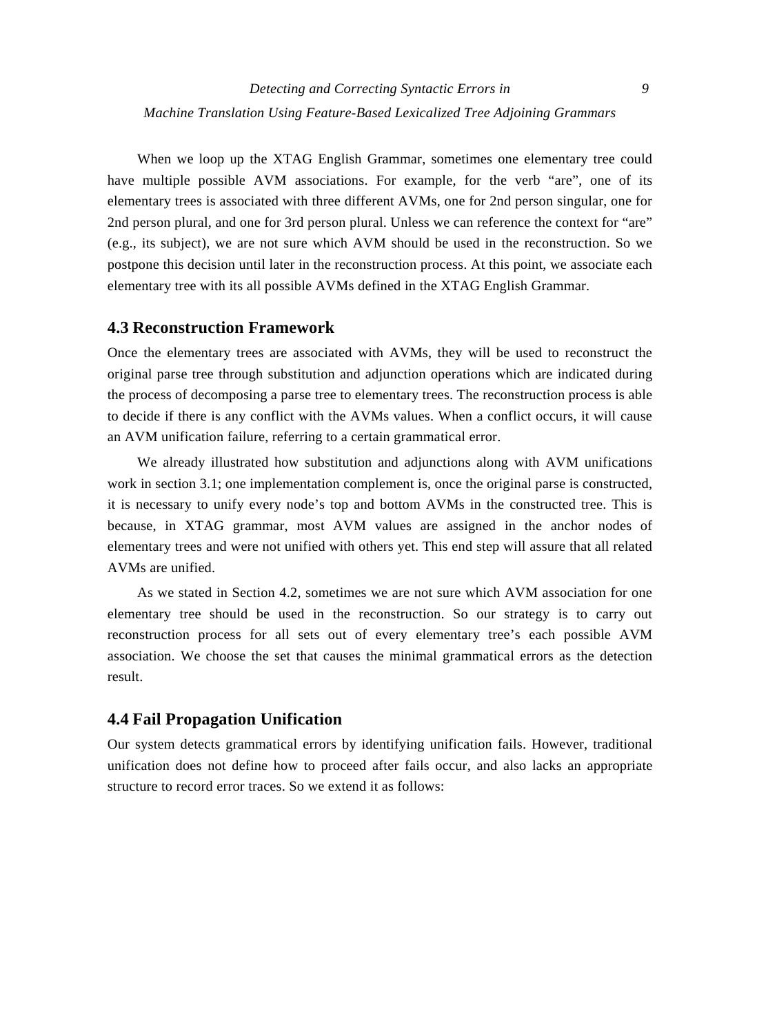When we loop up the XTAG English Grammar, sometimes one elementary tree could have multiple possible AVM associations. For example, for the verb "are", one of its elementary trees is associated with three different AVMs, one for 2nd person singular, one for 2nd person plural, and one for 3rd person plural. Unless we can reference the context for "are" (e.g., its subject), we are not sure which AVM should be used in the reconstruction. So we postpone this decision until later in the reconstruction process. At this point, we associate each elementary tree with its all possible AVMs defined in the XTAG English Grammar.

## 4.3 Reconstruction Framework

Once the elementary trees are associated with AVMs, they will be used to reconstruct the original parse tree through substitution and adjunction operations which are indicated during the process of decomposing a parse tree to elementary trees. The reconstruction process is able to decide if there is any conflict with the AVMs values. When a conflict occurs, it will cause an AVM unification failure, referring to a certain grammatical error.

We already illustrated how substitution and adjunctions along with AVM unifications work in section 3.1; one implementation complement is, once the original parse is constructed, it is necessary to unify every node's top and bottom AVMs in the constructed tree. This is because, in XTAG grammar, most AVM values are assigned in the anchor nodes of elementary trees and were not unified with others yet. This end step will assure that all related AVMs are unified.

As we stated in Section 4.2, sometimes we are not sure which AVM association for one elementary tree should be used in the reconstruction. So our strategy is to carry out reconstruction process for all sets out of every elementary tree's each possible AVM association. We choose the set that causes the minimal grammatical errors as the detection result.

## 4.4 Fail Propagation Unification

Our system detects grammatical errors by identifying unification fails. However, traditional unification does not define how to proceed after fails occur, and also lacks an appropriate structure to record error traces. So we extend it as follows: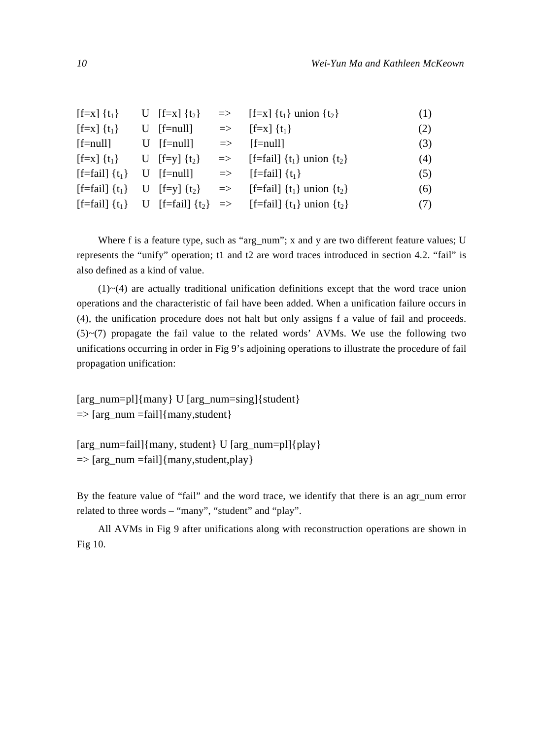$$[f=x]\ \{t_1\} \quad U \quad [f=x]\ \{t_2\} \quad => \quad [f=x]\ \{t_1\} \text{ union } \{t_2\} \tag{1}$$

$$[f=x]\ \{t_1\} \quad U \quad [f=null] \quad => \quad [f=x]\ \{t_1\} \tag{2}$$

$$[f=null] \quad U \quad [f=null] \quad => \quad [f=null] \tag{3}$$

$$[f=x]\ \{t_1\} \quad U \quad [f=y]\ \{t_2\} \quad => \quad [f=fail]\ \{t_1\} \text{ union } \{t_2\} \tag{4}$$

$$[f=fail]\ \{t_1\} \quad U \quad [f=null] \quad => \quad [f=fail]\ \{t_1\} \tag{5}$$

$$[f=fail]\ \{t_1\} \quad U \quad [f=y]\ \{t_2\} \quad => \quad [f=fail]\ \{t_1\} \text{ union } \{t_2\} \tag{6}$$

$$[f=fail]\ \{t_1\} \quad U \quad [f=fail]\ \{t_2\} \quad => \quad [f=fail]\ \{t_1\} \text{ union } \{t_2\} \tag{7}$$

Where f is a feature type, such as “arg_num”; x and y are two different feature values; U represents the “unify” operation; t1 and t2 are word traces introduced in section 4.2. “fail” is also defined as a kind of value.

(1)~(4) are actually traditional unification definitions except that the word trace union operations and the characteristic of fail have been added. When a unification failure occurs in (4), the unification procedure does not halt but only assigns f a value of fail and proceeds. (5)~(7) propagate the fail value to the related words’ AVMs. We use the following two unifications occurring in order in Fig 9’s adjoining operations to illustrate the procedure of fail propagation unification:

[arg_num=pl]{many} U [arg_num=sing]{student}
=> [arg_num =fail]{many,student}

[arg_num=fail]{many, student} U [arg_num=pl]{play}
=> [arg_num =fail]{many,student,play}

By the feature value of “fail” and the word trace, we identify that there is an agr_num error related to three words – “many”, “student” and “play”.

All AVMs in Fig 9 after unifications along with reconstruction operations are shown in Fig 10.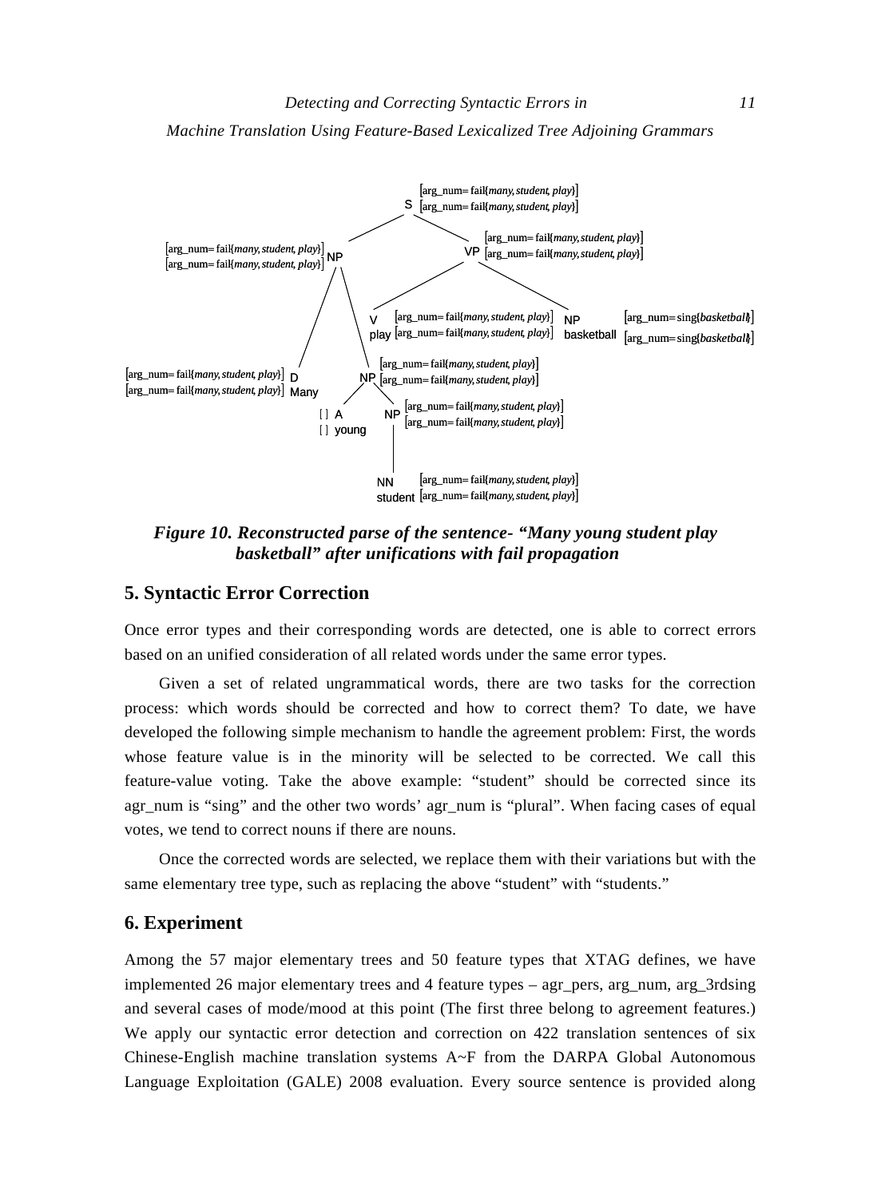[arg_num= fail{many, student, play}]
S [arg_num= fail{many, student, play}]

[arg_num= fail{many, student, play}] NP
[arg_num= fail{many, student, play}]

[arg_num= fail{many, student, play}]
VP [arg_num= fail{many, student, play}]

V play [arg_num= fail{many, student, play}] [arg_num= fail{many, student, play}]

NP basketball [arg_num= sing{basketball}] [arg_num= sing{basketball}]

[arg_num= fail{many, student, play}] D Many
[arg_num= fail{many, student, play}]

NP [arg_num= fail{many, student, play}] [arg_num= fail{many, student, play}]

[ ] A young [ ]

NP [arg_num= fail{many, student, play}] [arg_num= fail{many, student, play}]

NN student [arg_num= fail{many, student, play}] [arg_num= fail{many, student, play}]

***Figure 10. Reconstructed parse of the sentence- "Many young student play basketball" after unifications with fail propagation***

## 5. Syntactic Error Correction

Once error types and their corresponding words are detected, one is able to correct errors based on an unified consideration of all related words under the same error types.

Given a set of related ungrammatical words, there are two tasks for the correction process: which words should be corrected and how to correct them? To date, we have developed the following simple mechanism to handle the agreement problem: First, the words whose feature value is in the minority will be selected to be corrected. We call this feature-value voting. Take the above example: "student" should be corrected since its agr_num is "sing" and the other two words' agr_num is "plural". When facing cases of equal votes, we tend to correct nouns if there are nouns.

Once the corrected words are selected, we replace them with their variations but with the same elementary tree type, such as replacing the above "student" with "students."

## 6. Experiment

Among the 57 major elementary trees and 50 feature types that XTAG defines, we have implemented 26 major elementary trees and 4 feature types – agr_pers, arg_num, arg_3rdsing and several cases of mode/mood at this point (The first three belong to agreement features.) We apply our syntactic error detection and correction on 422 translation sentences of six Chinese-English machine translation systems A~F from the DARPA Global Autonomous Language Exploitation (GALE) 2008 evaluation. Every source sentence is provided along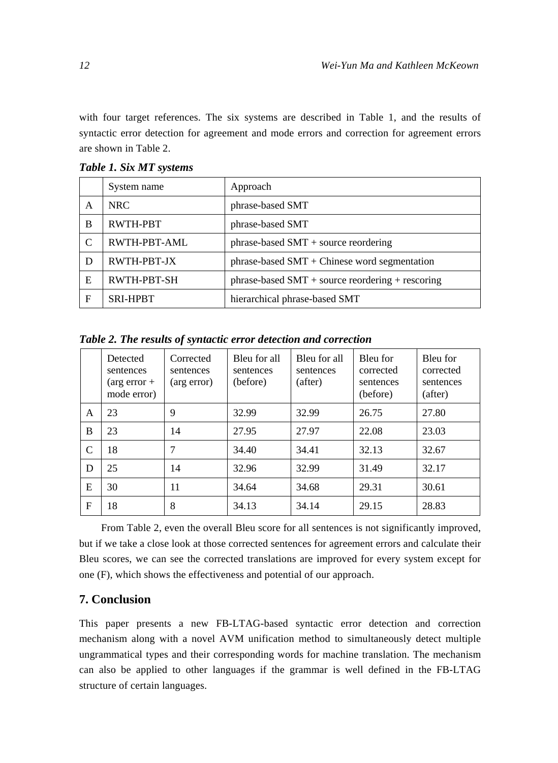with four target references. The six systems are described in Table 1, and the results of syntactic error detection for agreement and mode errors and correction for agreement errors are shown in Table 2.

***Table 1. Six MT systems***

| | System name | Approach |
|---|---|---|
| A | NRC | phrase-based SMT |
| B | RWTH-PBT | phrase-based SMT |
| C | RWTH-PBT-AML | phrase-based SMT + source reordering |
| D | RWTH-PBT-JX | phrase-based SMT + Chinese word segmentation |
| E | RWTH-PBT-SH | phrase-based SMT + source reordering + rescoring |
| F | SRI-HPBT | hierarchical phrase-based SMT |

***Table 2. The results of syntactic error detection and correction***

| | Detected sentences (arg error + mode error) | Corrected sentences (arg error) | Bleu for all sentences (before) | Bleu for all sentences (after) | Bleu for corrected sentences (before) | Bleu for corrected sentences (after) |
|---|---|---|---|---|---|---|
| A | 23 | 9 | 32.99 | 32.99 | 26.75 | 27.80 |
| B | 23 | 14 | 27.95 | 27.97 | 22.08 | 23.03 |
| C | 18 | 7 | 34.40 | 34.41 | 32.13 | 32.67 |
| D | 25 | 14 | 32.96 | 32.99 | 31.49 | 32.17 |
| E | 30 | 11 | 34.64 | 34.68 | 29.31 | 30.61 |
| F | 18 | 8 | 34.13 | 34.14 | 29.15 | 28.83 |

From Table 2, even the overall Bleu score for all sentences is not significantly improved, but if we take a close look at those corrected sentences for agreement errors and calculate their Bleu scores, we can see the corrected translations are improved for every system except for one (F), which shows the effectiveness and potential of our approach.

## 7. Conclusion

This paper presents a new FB-LTAG-based syntactic error detection and correction mechanism along with a novel AVM unification method to simultaneously detect multiple ungrammatical types and their corresponding words for machine translation. The mechanism can also be applied to other languages if the grammar is well defined in the FB-LTAG structure of certain languages.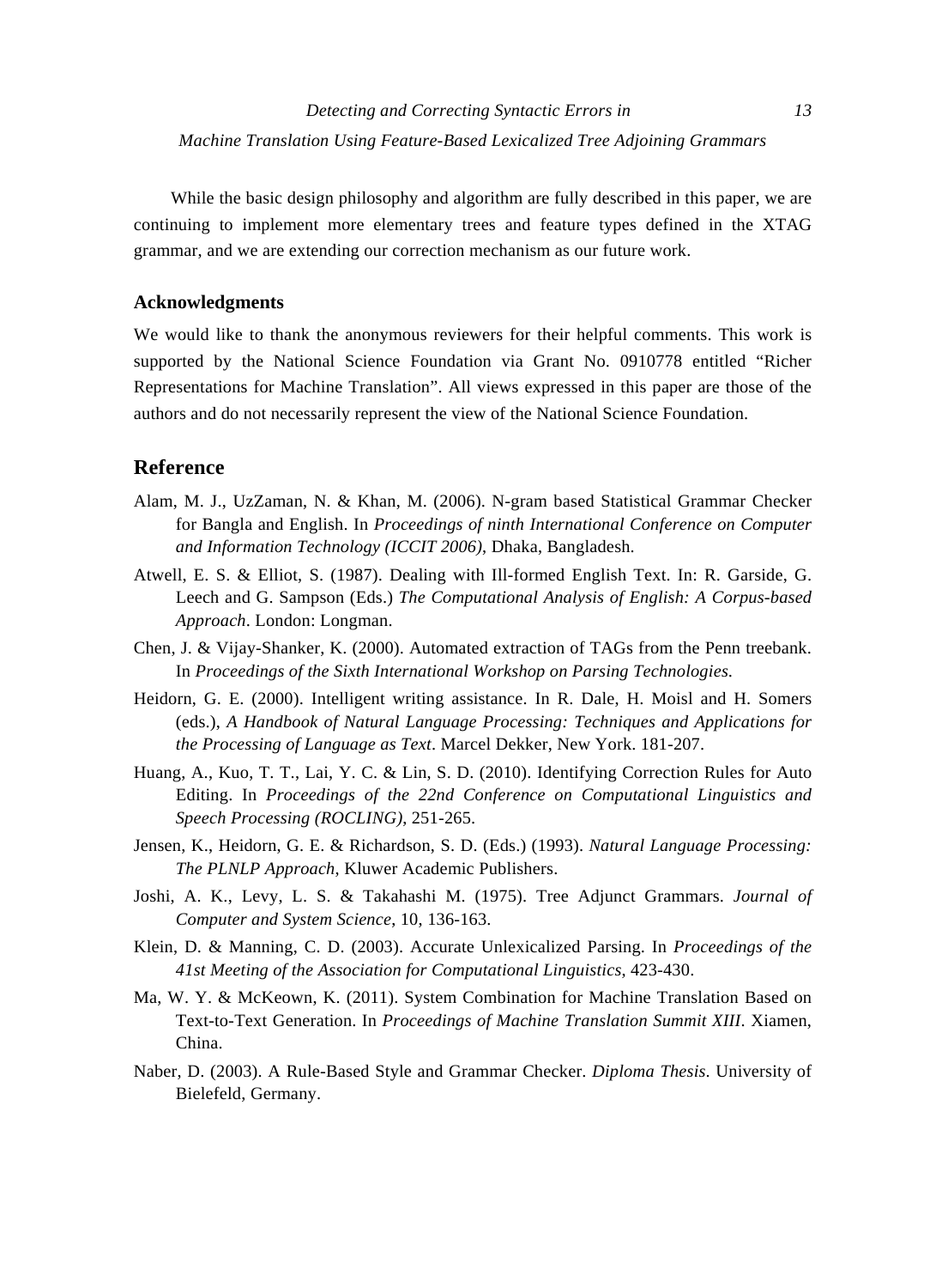While the basic design philosophy and algorithm are fully described in this paper, we are continuing to implement more elementary trees and feature types defined in the XTAG grammar, and we are extending our correction mechanism as our future work.

### Acknowledgments

We would like to thank the anonymous reviewers for their helpful comments. This work is supported by the National Science Foundation via Grant No. 0910778 entitled "Richer Representations for Machine Translation". All views expressed in this paper are those of the authors and do not necessarily represent the view of the National Science Foundation.

## Reference

Alam, M. J., UzZaman, N. & Khan, M. (2006). N-gram based Statistical Grammar Checker for Bangla and English. In *Proceedings of ninth International Conference on Computer and Information Technology (ICCIT 2006)*, Dhaka, Bangladesh.

Atwell, E. S. & Elliot, S. (1987). Dealing with Ill-formed English Text. In: R. Garside, G. Leech and G. Sampson (Eds.) *The Computational Analysis of English: A Corpus-based Approach*. London: Longman.

Chen, J. & Vijay-Shanker, K. (2000). Automated extraction of TAGs from the Penn treebank. In *Proceedings of the Sixth International Workshop on Parsing Technologies.*

Heidorn, G. E. (2000). Intelligent writing assistance. In R. Dale, H. Moisl and H. Somers (eds.), *A Handbook of Natural Language Processing: Techniques and Applications for the Processing of Language as Text*. Marcel Dekker, New York. 181-207.

Huang, A., Kuo, T. T., Lai, Y. C. & Lin, S. D. (2010). Identifying Correction Rules for Auto Editing. In *Proceedings of the 22nd Conference on Computational Linguistics and Speech Processing (ROCLING)*, 251-265.

Jensen, K., Heidorn, G. E. & Richardson, S. D. (Eds.) (1993). *Natural Language Processing: The PLNLP Approach*, Kluwer Academic Publishers.

Joshi, A. K., Levy, L. S. & Takahashi M. (1975). Tree Adjunct Grammars. *Journal of Computer and System Science*, 10, 136-163.

Klein, D. & Manning, C. D. (2003). Accurate Unlexicalized Parsing. In *Proceedings of the 41st Meeting of the Association for Computational Linguistics*, 423-430.

Ma, W. Y. & McKeown, K. (2011). System Combination for Machine Translation Based on Text-to-Text Generation. In *Proceedings of Machine Translation Summit XIII*. Xiamen, China.

Naber, D. (2003). A Rule-Based Style and Grammar Checker. *Diploma Thesis*. University of Bielefeld, Germany.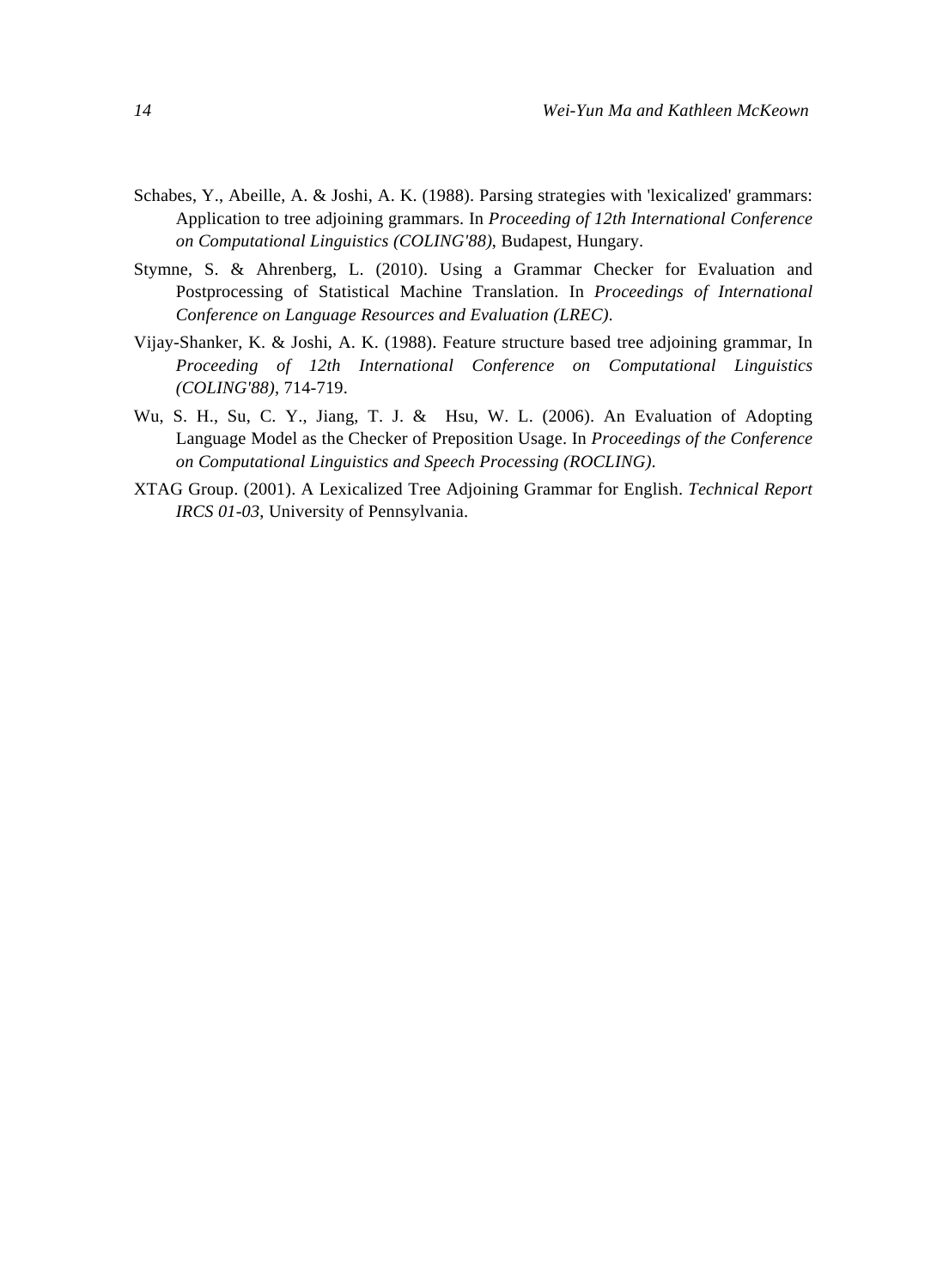Schabes, Y., Abeille, A. & Joshi, A. K. (1988). Parsing strategies with 'lexicalized' grammars: Application to tree adjoining grammars. In *Proceeding of 12th International Conference on Computational Linguistics (COLING'88)*, Budapest, Hungary.

Stymne, S. & Ahrenberg, L. (2010). Using a Grammar Checker for Evaluation and Postprocessing of Statistical Machine Translation. In *Proceedings of International Conference on Language Resources and Evaluation (LREC)*.

Vijay-Shanker, K. & Joshi, A. K. (1988). Feature structure based tree adjoining grammar, In *Proceeding of 12th International Conference on Computational Linguistics (COLING'88)*, 714-719.

Wu, S. H., Su, C. Y., Jiang, T. J. & Hsu, W. L. (2006). An Evaluation of Adopting Language Model as the Checker of Preposition Usage. In *Proceedings of the Conference on Computational Linguistics and Speech Processing (ROCLING)*.

XTAG Group. (2001). A Lexicalized Tree Adjoining Grammar for English. *Technical Report IRCS 01-03*, University of Pennsylvania.